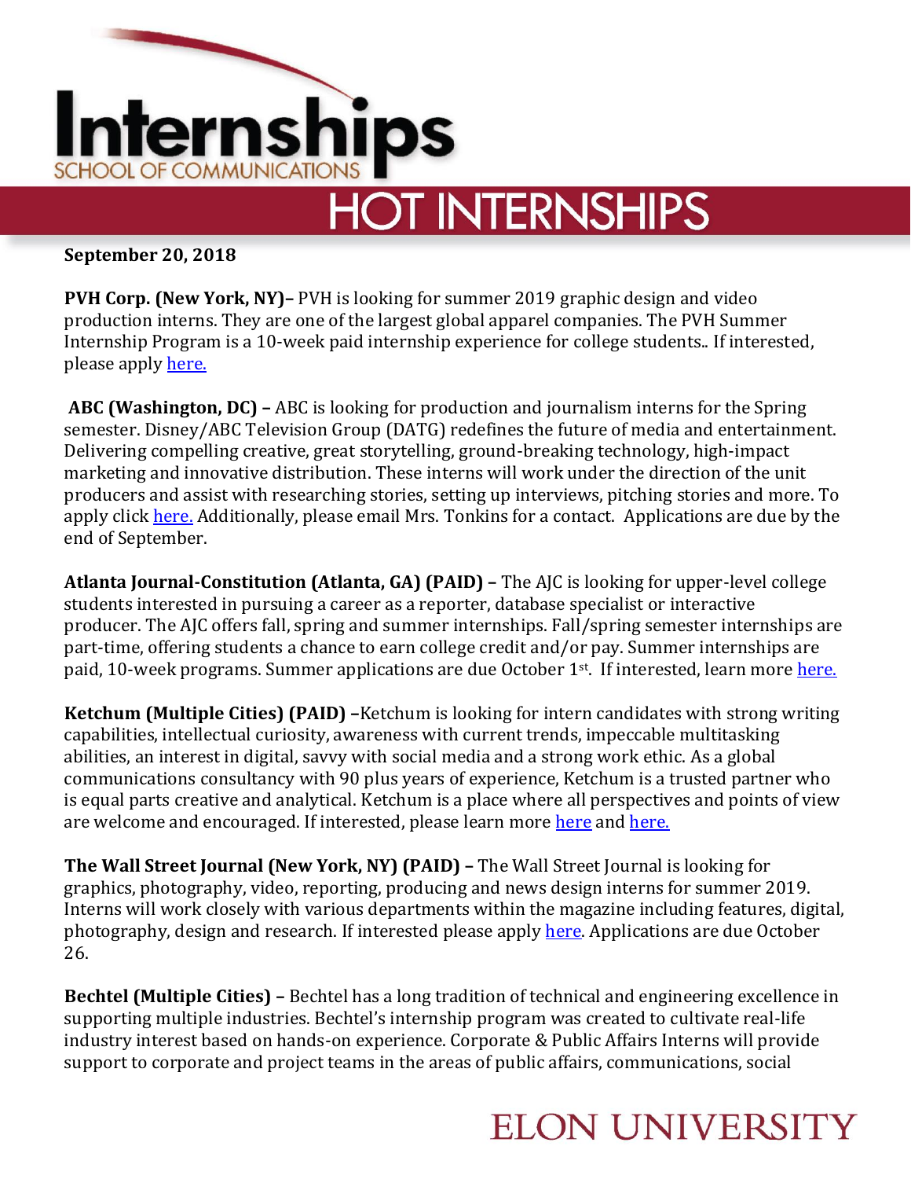# Internships

SCHOOL OF COMMUNICATIONS

## HOT INTERNSHIPS

**September 20, 2018**

**PVH Corp. (New York, NY)–** PVH is looking for summer 2019 graphic design and video production interns. They are one of the largest global apparel companies. The PVH Summer Internship Program is a 10-week paid internship experience for college students.. If interested, please apply here.

**ABC (Washington, DC) –** ABC is looking for production and journalism interns for the Spring semester. Disney/ABC Television Group (DATG) redefines the future of media and entertainment. Delivering compelling creative, great storytelling, ground-breaking technology, high-impact marketing and innovative distribution. These interns will work under the direction of the unit producers and assist with researching stories, setting up interviews, pitching stories and more. To apply click here. Additionally, please email Mrs. Tonkins for a contact. Applications are due by the end of September.

**Atlanta Journal-Constitution (Atlanta, GA) (PAID) –** The AJC is looking for upper-level college students interested in pursuing a career as a reporter, database specialist or interactive producer. The AJC offers fall, spring and summer internships. Fall/spring semester internships are part-time, offering students a chance to earn college credit and/or pay. Summer internships are paid, 10-week programs. Summer applications are due October 1st. If interested, learn more here.

**Ketchum (Multiple Cities) (PAID) –**Ketchum is looking for intern candidates with strong writing capabilities, intellectual curiosity, awareness with current trends, impeccable multitasking abilities, an interest in digital, savvy with social media and a strong work ethic. As a global communications consultancy with 90 plus years of experience, Ketchum is a trusted partner who is equal parts creative and analytical. Ketchum is a place where all perspectives and points of view are welcome and encouraged. If interested, please learn more here and here.

**The Wall Street Journal (New York, NY) (PAID) –** The Wall Street Journal is looking for graphics, photography, video, reporting, producing and news design interns for summer 2019. Interns will work closely with various departments within the magazine including features, digital, photography, design and research. If interested please apply here. Applications are due October 26.

**Bechtel (Multiple Cities) –** Bechtel has a long tradition of technical and engineering excellence in supporting multiple industries. Bechtel's internship program was created to cultivate real-life industry interest based on hands-on experience. Corporate & Public Affairs Interns will provide support to corporate and project teams in the areas of public affairs, communications, social

ELON UNIVERSITY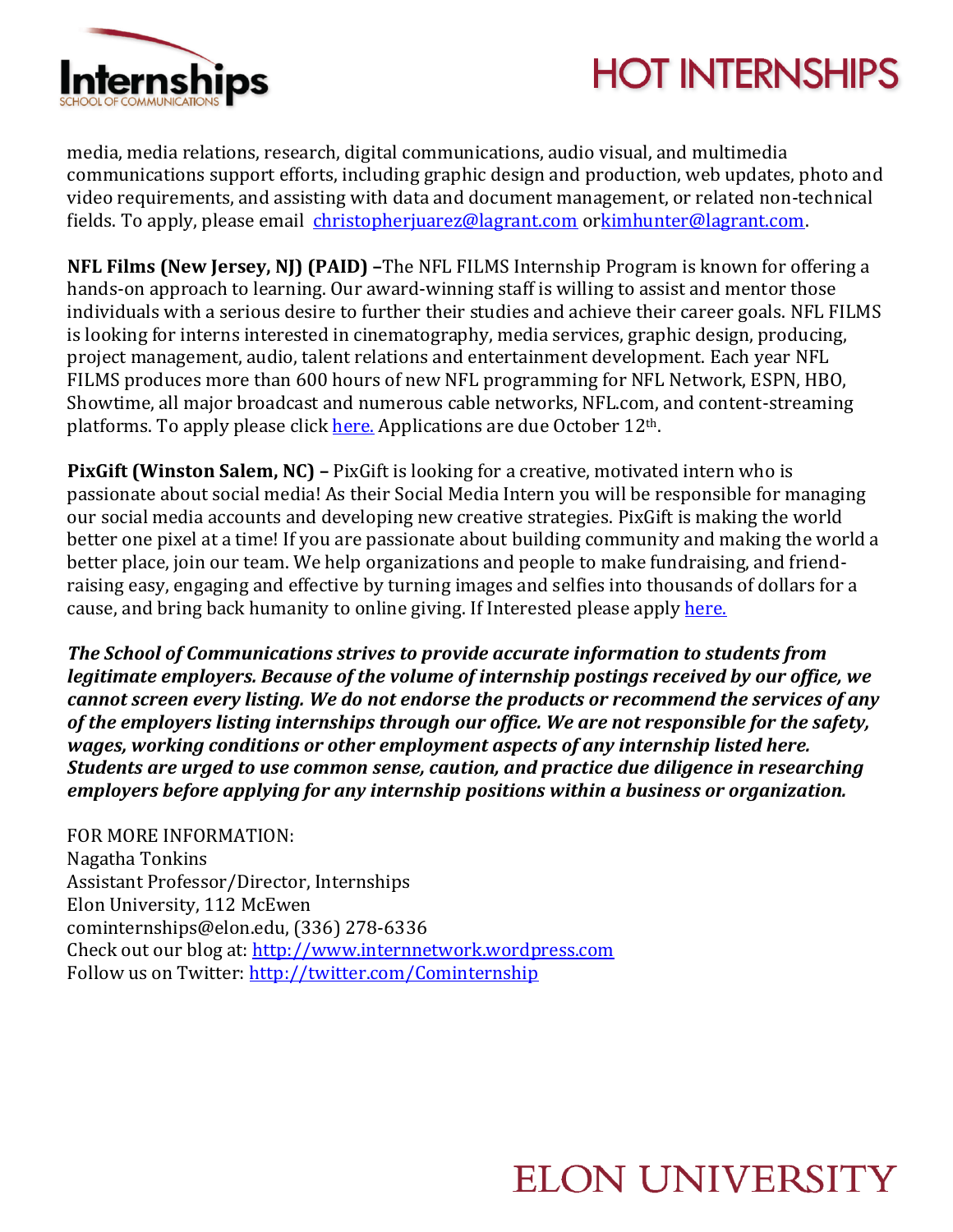media, media relations, research, digital communications, audio visual, and multimedia communications support efforts, including graphic design and production, web updates, photo and video requirements, and assisting with data and document management, or related non-technical fields. To apply, please email christopherjuarez@lagrant.com orkimhunter@lagrant.com.

**NFL Films (New Jersey, NJ) (PAID) –**The NFL FILMS Internship Program is known for offering a hands-on approach to learning. Our award-winning staff is willing to assist and mentor those individuals with a serious desire to further their studies and achieve their career goals. NFL FILMS is looking for interns interested in cinematography, media services, graphic design, producing, project management, audio, talent relations and entertainment development. Each year NFL FILMS produces more than 600 hours of new NFL programming for NFL Network, ESPN, HBO, Showtime, all major broadcast and numerous cable networks, NFL.com, and content-streaming platforms. To apply please click here. Applications are due October 12th.

**PixGift (Winston Salem, NC) –** PixGift is looking for a creative, motivated intern who is passionate about social media! As their Social Media Intern you will be responsible for managing our social media accounts and developing new creative strategies. PixGift is making the world better one pixel at a time! If you are passionate about building community and making the world a better place, join our team. We help organizations and people to make fundraising, and friend-raising easy, engaging and effective by turning images and selfies into thousands of dollars for a cause, and bring back humanity to online giving. If Interested please apply here.

***The School of Communications strives to provide accurate information to students from legitimate employers. Because of the volume of internship postings received by our office, we cannot screen every listing. We do not endorse the products or recommend the services of any of the employers listing internships through our office. We are not responsible for the safety, wages, working conditions or other employment aspects of any internship listed here. Students are urged to use common sense, caution, and practice due diligence in researching employers before applying for any internship positions within a business or organization.***

FOR MORE INFORMATION:
Nagatha Tonkins
Assistant Professor/Director, Internships
Elon University, 112 McEwen
cominternships@elon.edu, (336) 278-6336
Check out our blog at: http://www.internnetwork.wordpress.com
Follow us on Twitter: http://twitter.com/Cominternship